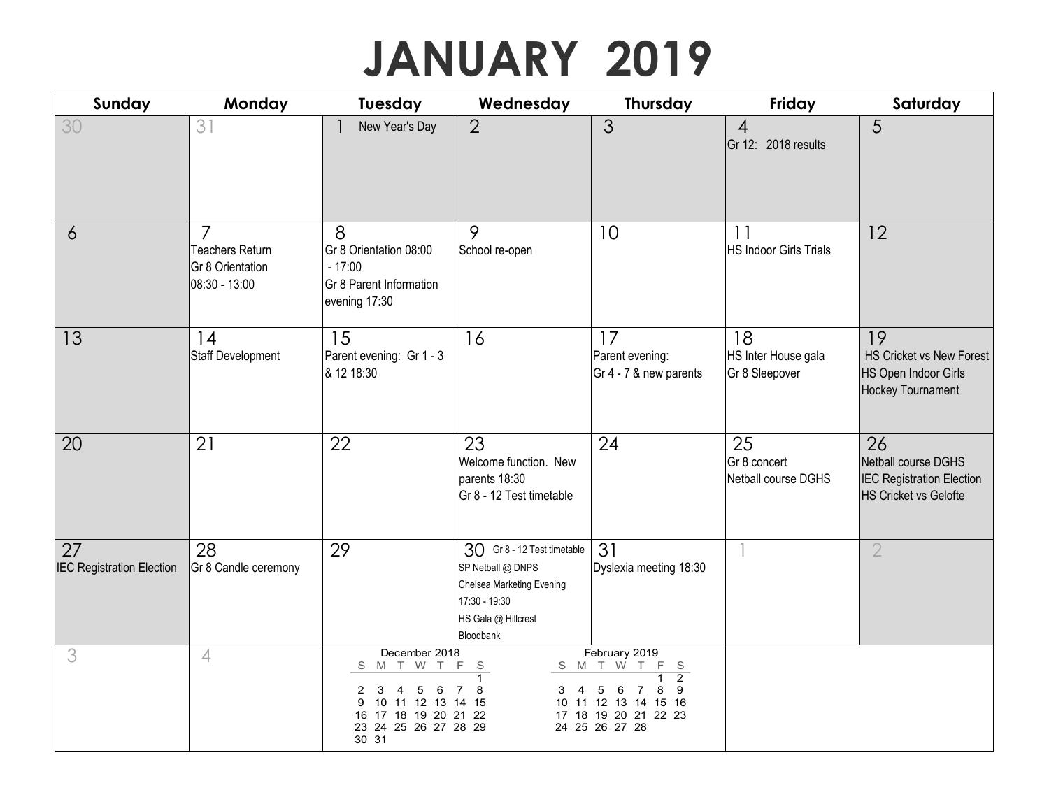# JANUARY 2019

| Sunday | Monday | Tuesday | Wednesday | Thursday | Friday | Saturday |
|---|---|---|---|---|---|---|
| 30 | 31 | 1 New Year's Day | 2 | 3 | 4 Gr 12: 2018 results | 5 |
| 6 | 7 Teachers Return; Gr 8 Orientation 08:30 - 13:00 | 8 Gr 8 Orientation 08:00 - 17:00; Gr 8 Parent Information evening 17:30 | 9 School re-open | 10 | 11 HS Indoor Girls Trials | 12 |
| 13 | 14 Staff Development | 15 Parent evening: Gr 1 - 3 & 12 18:30 | 16 | 17 Parent evening: Gr 4 - 7 & new parents | 18 HS Inter House gala; Gr 8 Sleepover | 19 HS Cricket vs New Forest; HS Open Indoor Girls Hockey Tournament |
| 20 | 21 | 22 | 23 Welcome function. New parents 18:30; Gr 8 - 12 Test timetable | 24 | 25 Gr 8 concert; Netball course DGHS | 26 Netball course DGHS; IEC Registration Election; HS Cricket vs Gelofte |
| 27 IEC Registration Election | 28 Gr 8 Candle ceremony | 29 | 30 Gr 8 - 12 Test timetable; SP Netball @ DNPS; Chelsea Marketing Evening 17:30 - 19:30; HS Gala @ Hillcrest; Bloodbank | 31 Dyslexia meeting 18:30 | 1 | 2 |
| 3 | 4 | | | | | |

**December 2018**

| S | M | T | W | T | F | S |
|---|---|---|---|---|---|---|
| | | | | | | 1 |
| 2 | 3 | 4 | 5 | 6 | 7 | 8 |
| 9 | 10 | 11 | 12 | 13 | 14 | 15 |
| 16 | 17 | 18 | 19 | 20 | 21 | 22 |
| 23 | 24 | 25 | 26 | 27 | 28 | 29 |
| 30 | 31 | | | | | |

**February 2019**

| S | M | T | W | T | F | S |
|---|---|---|---|---|---|---|
| | | | | | 1 | 2 |
| 3 | 4 | 5 | 6 | 7 | 8 | 9 |
| 10 | 11 | 12 | 13 | 14 | 15 | 16 |
| 17 | 18 | 19 | 20 | 21 | 22 | 23 |
| 24 | 25 | 26 | 27 | 28 | | |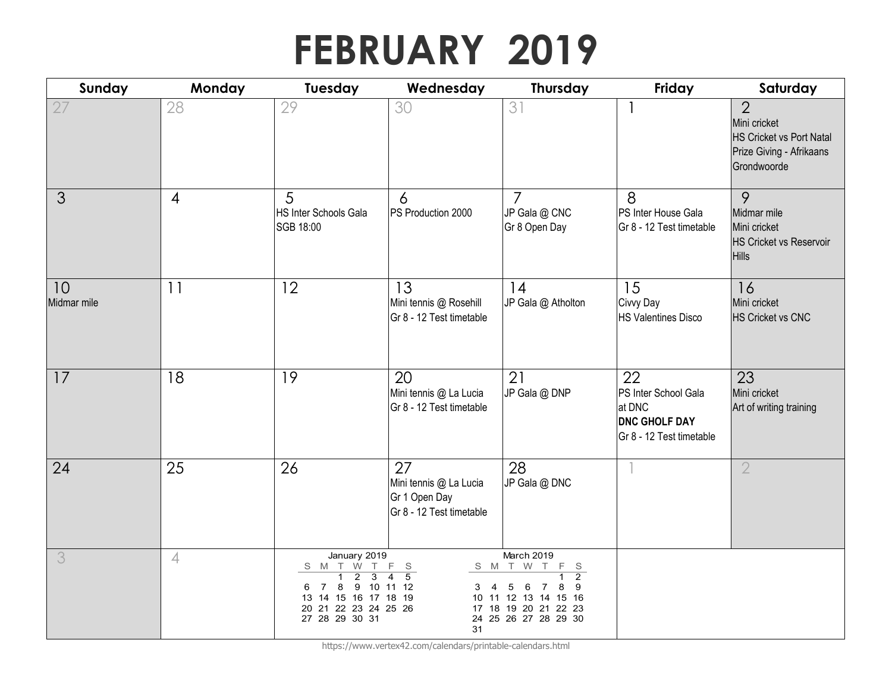# FEBRUARY 2019

| Sunday | Monday | Tuesday | Wednesday | Thursday | Friday | Saturday |
|---|---|---|---|---|---|---|
| 27 | 28 | 29 | 30 | 31 | 1 | 2<br>Mini cricket<br>HS Cricket vs Port Natal<br>Prize Giving - Afrikaans Grondwoorde |
| 3 | 4 | 5<br>HS Inter Schools Gala<br>SGB 18:00 | 6<br>PS Production 2000 | 7<br>JP Gala @ CNC<br>Gr 8 Open Day | 8<br>PS Inter House Gala<br>Gr 8 - 12 Test timetable | 9<br>Midmar mile<br>Mini cricket<br>HS Cricket vs Reservoir Hills |
| 10<br>Midmar mile | 11 | 12 | 13<br>Mini tennis @ Rosehill<br>Gr 8 - 12 Test timetable | 14<br>JP Gala @ Atholton | 15<br>Civvy Day<br>HS Valentines Disco | 16<br>Mini cricket<br>HS Cricket vs CNC |
| 17 | 18 | 19 | 20<br>Mini tennis @ La Lucia<br>Gr 8 - 12 Test timetable | 21<br>JP Gala @ DNP | 22<br>PS Inter School Gala at DNC<br>**DNC GHOLF DAY**<br>Gr 8 - 12 Test timetable | 23<br>Mini cricket<br>Art of writing training |
| 24 | 25 | 26 | 27<br>Mini tennis @ La Lucia<br>Gr 1 Open Day<br>Gr 8 - 12 Test timetable | 28<br>JP Gala @ DNC | 1 | 2 |
| 3 | 4 | | | | | |

**January 2019**

| S | M | T | W | T | F | S |
|---|---|---|---|---|---|---|
| | | 1 | 2 | 3 | 4 | 5 |
| 6 | 7 | 8 | 9 | 10 | 11 | 12 |
| 13 | 14 | 15 | 16 | 17 | 18 | 19 |
| 20 | 21 | 22 | 23 | 24 | 25 | 26 |
| 27 | 28 | 29 | 30 | 31 | | |

**March 2019**

| S | M | T | W | T | F | S |
|---|---|---|---|---|---|---|
| | | | | | 1 | 2 |
| 3 | 4 | 5 | 6 | 7 | 8 | 9 |
| 10 | 11 | 12 | 13 | 14 | 15 | 16 |
| 17 | 18 | 19 | 20 | 21 | 22 | 23 |
| 24 | 25 | 26 | 27 | 28 | 29 | 30 |
| 31 | | | | | | |

https://www.vertex42.com/calendars/printable-calendars.html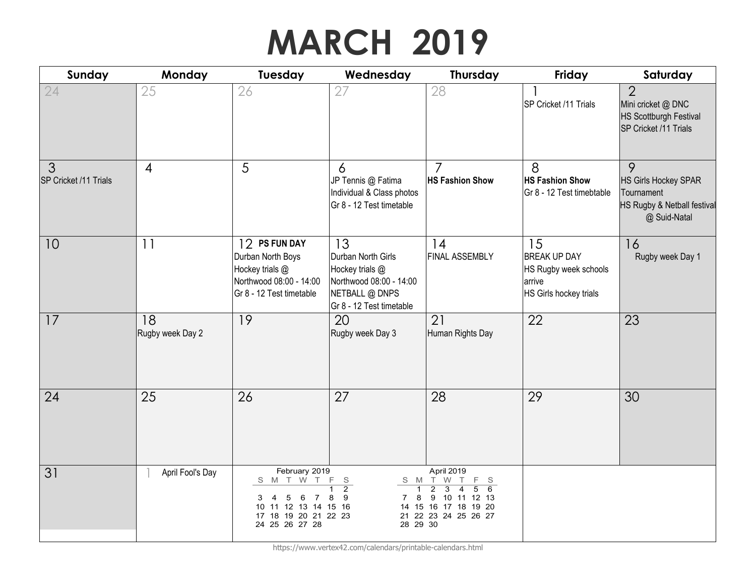# MARCH 2019

| Sunday | Monday | Tuesday | Wednesday | Thursday | Friday | Saturday |
|---|---|---|---|---|---|---|
| 24 | 25 | 26 | 27 | 28 | 1<br>SP Cricket /11 Trials | 2<br>Mini cricket @ DNC<br>HS Scottburgh Festival<br>SP Cricket /11 Trials |
| 3<br>SP Cricket /11 Trials | 4 | 5 | 6<br>JP Tennis @ Fatima<br>Individual & Class photos<br>Gr 8 - 12 Test timetable | 7<br>**HS Fashion Show** | 8<br>**HS Fashion Show**<br>Gr 8 - 12 Test timebtable | 9<br>HS Girls Hockey SPAR Tournament<br>HS Rugby & Netball festival @ Suid-Natal |
| 10 | 11 | 12 **PS FUN DAY**<br>Durban North Boys Hockey trials @ Northwood 08:00 - 14:00<br>Gr 8 - 12 Test timetable | 13<br>Durban North Girls Hockey trials @ Northwood 08:00 - 14:00<br>NETBALL @ DNPS<br>Gr 8 - 12 Test timetable | 14<br>FINAL ASSEMBLY | 15<br>BREAK UP DAY<br>HS Rugby week schools arrive<br>HS Girls hockey trials | 16<br>Rugby week Day 1 |
| 17 | 18<br>Rugby week Day 2 | 19 | 20<br>Rugby week Day 3 | 21<br>Human Rights Day | 22 | 23 |
| 24 | 25 | 26 | 27 | 28 | 29 | 30 |
| 31 | 1 April Fool's Day | | | | | |

**February 2019**

| S | M | T | W | T | F | S |
|---|---|---|---|---|---|---|
| | | | | | 1 | 2 |
| 3 | 4 | 5 | 6 | 7 | 8 | 9 |
| 10 | 11 | 12 | 13 | 14 | 15 | 16 |
| 17 | 18 | 19 | 20 | 21 | 22 | 23 |
| 24 | 25 | 26 | 27 | 28 | | |

**April 2019**

| S | M | T | W | T | F | S |
|---|---|---|---|---|---|---|
| | 1 | 2 | 3 | 4 | 5 | 6 |
| 7 | 8 | 9 | 10 | 11 | 12 | 13 |
| 14 | 15 | 16 | 17 | 18 | 19 | 20 |
| 21 | 22 | 23 | 24 | 25 | 26 | 27 |
| 28 | 29 | 30 | | | | |

https://www.vertex42.com/calendars/printable-calendars.html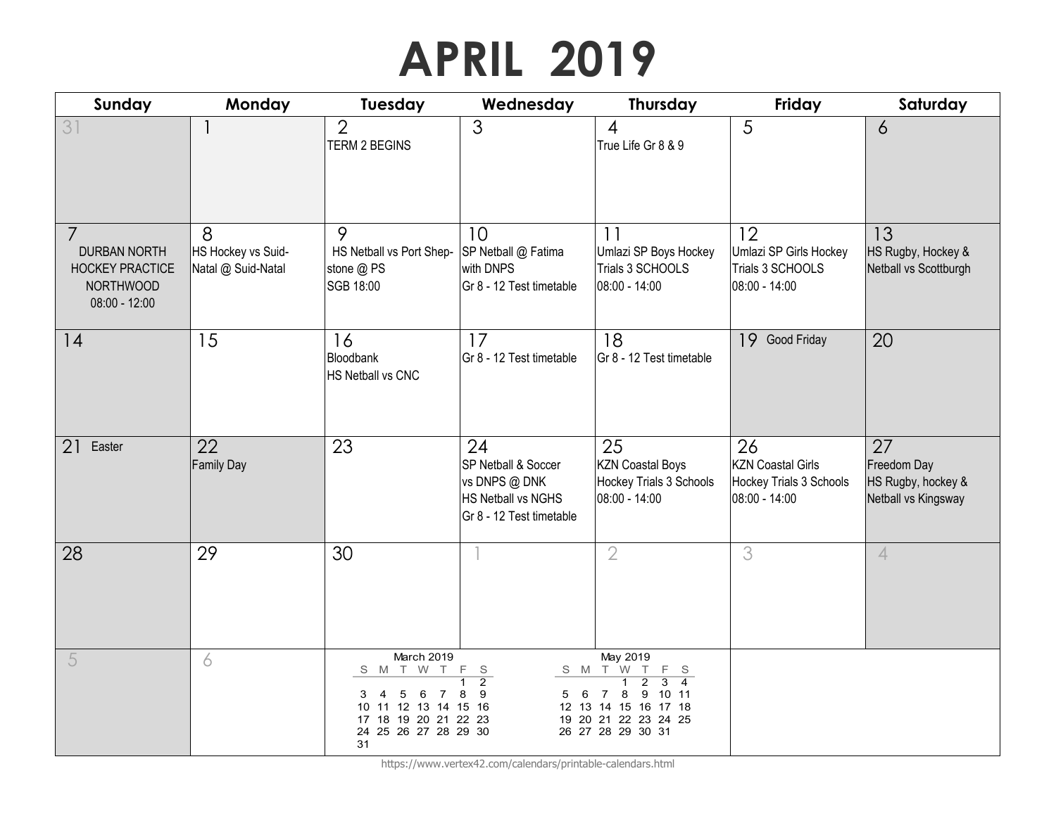# APRIL 2019

| Sunday | Monday | Tuesday | Wednesday | Thursday | Friday | Saturday |
|---|---|---|---|---|---|---|
| 31 | 1 | 2<br>TERM 2 BEGINS | 3 | 4<br>True Life Gr 8 & 9 | 5 | 6 |
| 7<br>DURBAN NORTH HOCKEY PRACTICE NORTHWOOD<br>08:00 - 12:00 | 8<br>HS Hockey vs Suid-Natal @ Suid-Natal | 9<br>HS Netball vs Port Shepstone @ PS<br>SGB 18:00 | 10<br>SP Netball @ Fatima with DNPS<br>Gr 8 - 12 Test timetable | 11<br>Umlazi SP Boys Hockey Trials 3 SCHOOLS<br>08:00 - 14:00 | 12<br>Umlazi SP Girls Hockey Trials 3 SCHOOLS<br>08:00 - 14:00 | 13<br>HS Rugby, Hockey & Netball vs Scottburgh |
| 14 | 15 | 16<br>Bloodbank<br>HS Netball vs CNC | 17<br>Gr 8 - 12 Test timetable | 18<br>Gr 8 - 12 Test timetable | 19 Good Friday | 20 |
| 21 Easter | 22<br>Family Day | 23 | 24<br>SP Netball & Soccer vs DNPS @ DNK<br>HS Netball vs NGHS<br>Gr 8 - 12 Test timetable | 25<br>KZN Coastal Boys Hockey Trials 3 Schools<br>08:00 - 14:00 | 26<br>KZN Coastal Girls Hockey Trials 3 Schools<br>08:00 - 14:00 | 27<br>Freedom Day<br>HS Rugby, hockey & Netball vs Kingsway |
| 28 | 29 | 30 | 1 | 2 | 3 | 4 |
| 5 | 6 | | | | | |

**March 2019**

| S | M | T | W | T | F | S |
|---|---|---|---|---|---|---|
| | | | | | 1 | 2 |
| 3 | 4 | 5 | 6 | 7 | 8 | 9 |
| 10 | 11 | 12 | 13 | 14 | 15 | 16 |
| 17 | 18 | 19 | 20 | 21 | 22 | 23 |
| 24 | 25 | 26 | 27 | 28 | 29 | 30 |
| 31 | | | | | | |

**May 2019**

| S | M | T | W | T | F | S |
|---|---|---|---|---|---|---|
| | | | 1 | 2 | 3 | 4 |
| 5 | 6 | 7 | 8 | 9 | 10 | 11 |
| 12 | 13 | 14 | 15 | 16 | 17 | 18 |
| 19 | 20 | 21 | 22 | 23 | 24 | 25 |
| 26 | 27 | 28 | 29 | 30 | 31 | |

https://www.vertex42.com/calendars/printable-calendars.html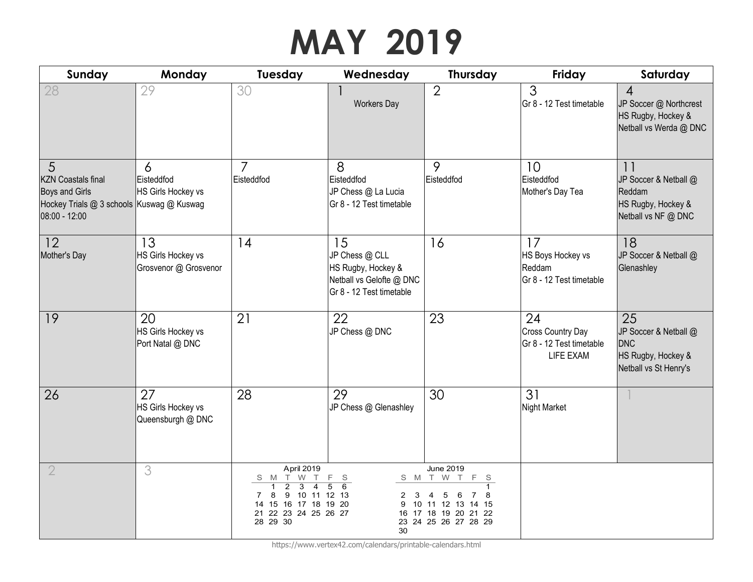# MAY 2019

| Sunday | Monday | Tuesday | Wednesday | Thursday | Friday | Saturday |
|---|---|---|---|---|---|---|
| 28 | 29 | 30 | 1<br>Workers Day | 2 | 3<br>Gr 8 - 12 Test timetable | 4<br>JP Soccer @ Northcrest<br>HS Rugby, Hockey & Netball vs Werda @ DNC |
| 5<br>KZN Coastals final<br>Boys and Girls Hockey Trials @ 3 schools<br>08:00 - 12:00 | 6<br>Eisteddfod<br>HS Girls Hockey vs Kuswag @ Kuswag | 7<br>Eisteddfod | 8<br>Eisteddfod<br>JP Chess @ La Lucia<br>Gr 8 - 12 Test timetable | 9<br>Eisteddfod | 10<br>Eisteddfod<br>Mother's Day Tea | 11<br>JP Soccer & Netball @ Reddam<br>HS Rugby, Hockey & Netball vs NF @ DNC |
| 12<br>Mother's Day | 13<br>HS Girls Hockey vs Grosvenor @ Grosvenor | 14 | 15<br>JP Chess @ CLL<br>HS Rugby, Hockey & Netball vs Gelofte @ DNC<br>Gr 8 - 12 Test timetable | 16 | 17<br>HS Boys Hockey vs Reddam<br>Gr 8 - 12 Test timetable | 18<br>JP Soccer & Netball @ Glenashley |
| 19 | 20<br>HS Girls Hockey vs Port Natal @ DNC | 21 | 22<br>JP Chess @ DNC | 23 | 24<br>Cross Country Day<br>Gr 8 - 12 Test timetable<br>LIFE EXAM | 25<br>JP Soccer & Netball @ DNC<br>HS Rugby, Hockey & Netball vs St Henry's |
| 26 | 27<br>HS Girls Hockey vs Queensburgh @ DNC | 28 | 29<br>JP Chess @ Glenashley | 30 | 31<br>Night Market | 1 |
| 2 | 3 | | | | | |

**April 2019**

| S | M | T | W | T | F | S |
|---|---|---|---|---|---|---|
| | 1 | 2 | 3 | 4 | 5 | 6 |
| 7 | 8 | 9 | 10 | 11 | 12 | 13 |
| 14 | 15 | 16 | 17 | 18 | 19 | 20 |
| 21 | 22 | 23 | 24 | 25 | 26 | 27 |
| 28 | 29 | 30 | | | | |

**June 2019**

| S | M | T | W | T | F | S |
|---|---|---|---|---|---|---|
| | | | | | | 1 |
| 2 | 3 | 4 | 5 | 6 | 7 | 8 |
| 9 | 10 | 11 | 12 | 13 | 14 | 15 |
| 16 | 17 | 18 | 19 | 20 | 21 | 22 |
| 23 | 24 | 25 | 26 | 27 | 28 | 29 |
| 30 | | | | | | |

https://www.vertex42.com/calendars/printable-calendars.html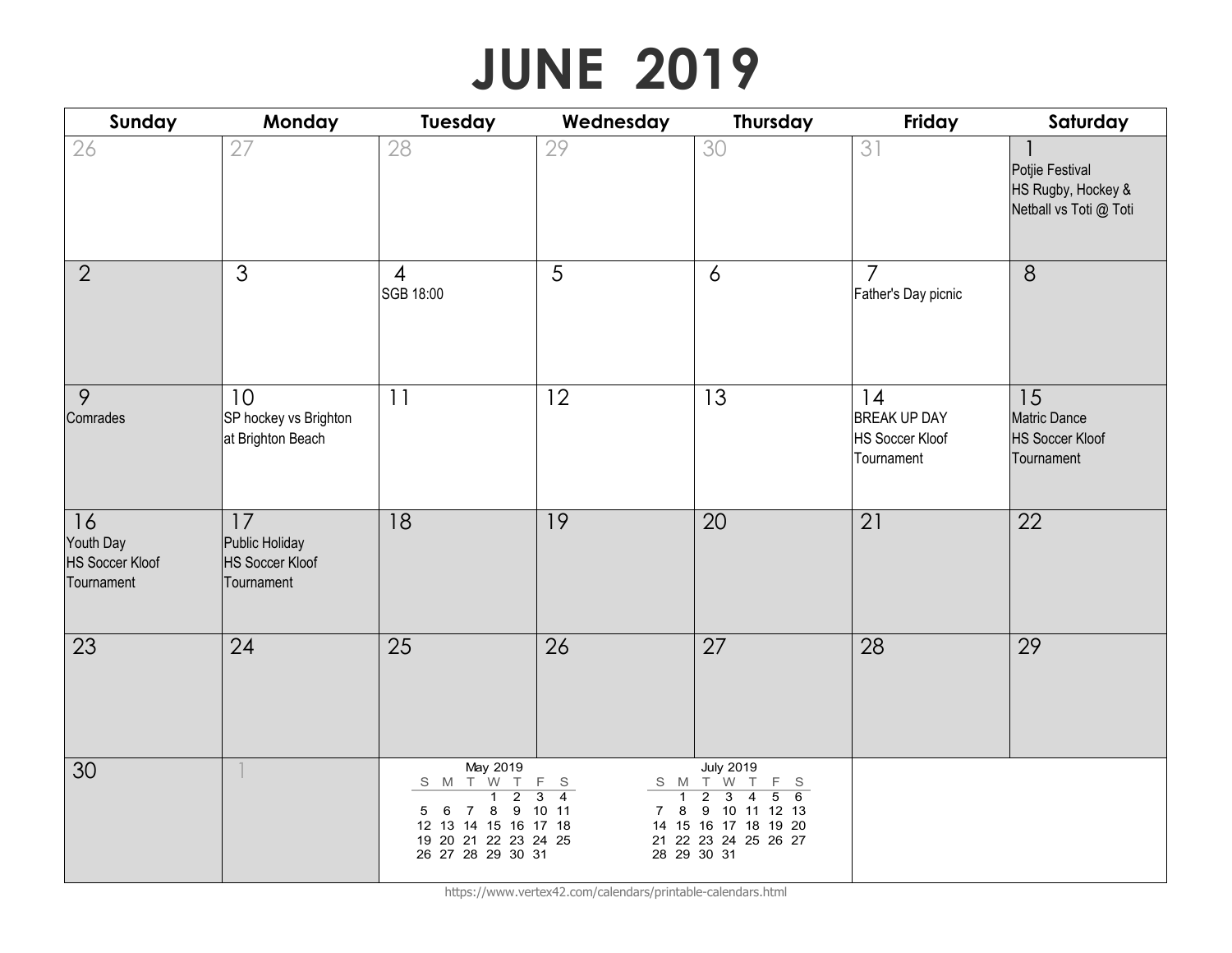# JUNE 2019

| Sunday | Monday | Tuesday | Wednesday | Thursday | Friday | Saturday |
|---|---|---|---|---|---|---|
| 26 | 27 | 28 | 29 | 30 | 31 | 1<br>Potjie Festival<br>HS Rugby, Hockey & Netball vs Toti @ Toti |
| 2 | 3 | 4<br>SGB 18:00 | 5 | 6 | 7<br>Father's Day picnic | 8 |
| 9<br>Comrades | 10<br>SP hockey vs Brighton at Brighton Beach | 11 | 12 | 13 | 14<br>BREAK UP DAY<br>HS Soccer Kloof Tournament | 15<br>Matric Dance<br>HS Soccer Kloof Tournament |
| 16<br>Youth Day<br>HS Soccer Kloof Tournament | 17<br>Public Holiday<br>HS Soccer Kloof Tournament | 18 | 19 | 20 | 21 | 22 |
| 23 | 24 | 25 | 26 | 27 | 28 | 29 |
| 30 | 1 | | | | | |

**May 2019**

| S | M | T | W | T | F | S |
|---|---|---|---|---|---|---|
| | | | 1 | 2 | 3 | 4 |
| 5 | 6 | 7 | 8 | 9 | 10 | 11 |
| 12 | 13 | 14 | 15 | 16 | 17 | 18 |
| 19 | 20 | 21 | 22 | 23 | 24 | 25 |
| 26 | 27 | 28 | 29 | 30 | 31 | |

**July 2019**

| S | M | T | W | T | F | S |
|---|---|---|---|---|---|---|
| | 1 | 2 | 3 | 4 | 5 | 6 |
| 7 | 8 | 9 | 10 | 11 | 12 | 13 |
| 14 | 15 | 16 | 17 | 18 | 19 | 20 |
| 21 | 22 | 23 | 24 | 25 | 26 | 27 |
| 28 | 29 | 30 | 31 | | | |

https://www.vertex42.com/calendars/printable-calendars.html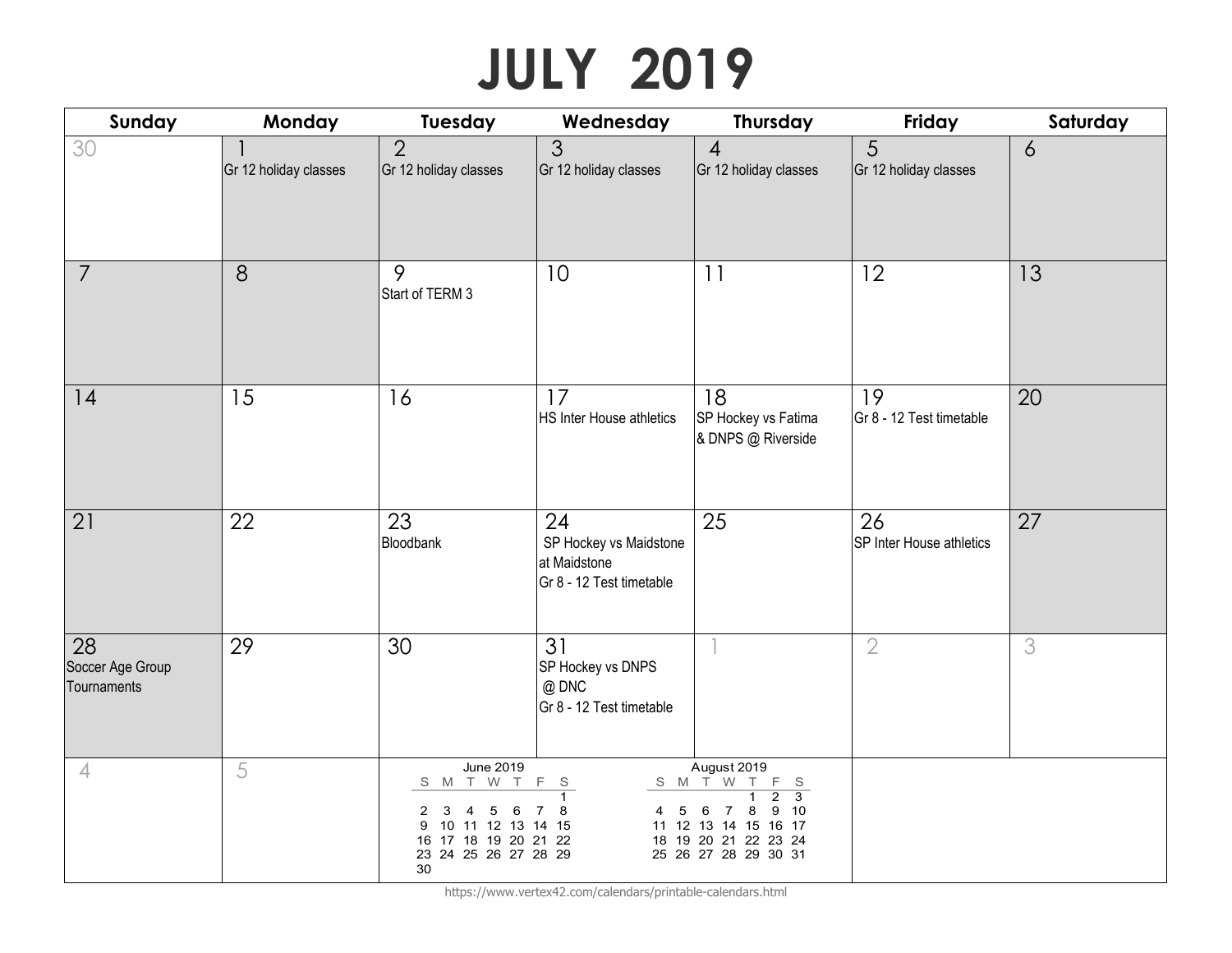# JULY 2019

| Sunday | Monday | Tuesday | Wednesday | Thursday | Friday | Saturday |
|---|---|---|---|---|---|---|
| 30 | 1 Gr 12 holiday classes | 2 Gr 12 holiday classes | 3 Gr 12 holiday classes | 4 Gr 12 holiday classes | 5 Gr 12 holiday classes | 6 |
| 7 | 8 | 9 Start of TERM 3 | 10 | 11 | 12 | 13 |
| 14 | 15 | 16 | 17 HS Inter House athletics | 18 SP Hockey vs Fatima & DNPS @ Riverside | 19 Gr 8 - 12 Test timetable | 20 |
| 21 | 22 | 23 Bloodbank | 24 SP Hockey vs Maidstone at Maidstone Gr 8 - 12 Test timetable | 25 | 26 SP Inter House athletics | 27 |
| 28 Soccer Age Group Tournaments | 29 | 30 | 31 SP Hockey vs DNPS @ DNC Gr 8 - 12 Test timetable | 1 | 2 | 3 |
| 4 | 5 | | | | | |

**June 2019**

| S | M | T | W | T | F | S |
|---|---|---|---|---|---|---|
| | | | | | | 1 |
| 2 | 3 | 4 | 5 | 6 | 7 | 8 |
| 9 | 10 | 11 | 12 | 13 | 14 | 15 |
| 16 | 17 | 18 | 19 | 20 | 21 | 22 |
| 23 | 24 | 25 | 26 | 27 | 28 | 29 |
| 30 | | | | | | |

**August 2019**

| S | M | T | W | T | F | S |
|---|---|---|---|---|---|---|
| | | | | 1 | 2 | 3 |
| 4 | 5 | 6 | 7 | 8 | 9 | 10 |
| 11 | 12 | 13 | 14 | 15 | 16 | 17 |
| 18 | 19 | 20 | 21 | 22 | 23 | 24 |
| 25 | 26 | 27 | 28 | 29 | 30 | 31 |

https://www.vertex42.com/calendars/printable-calendars.html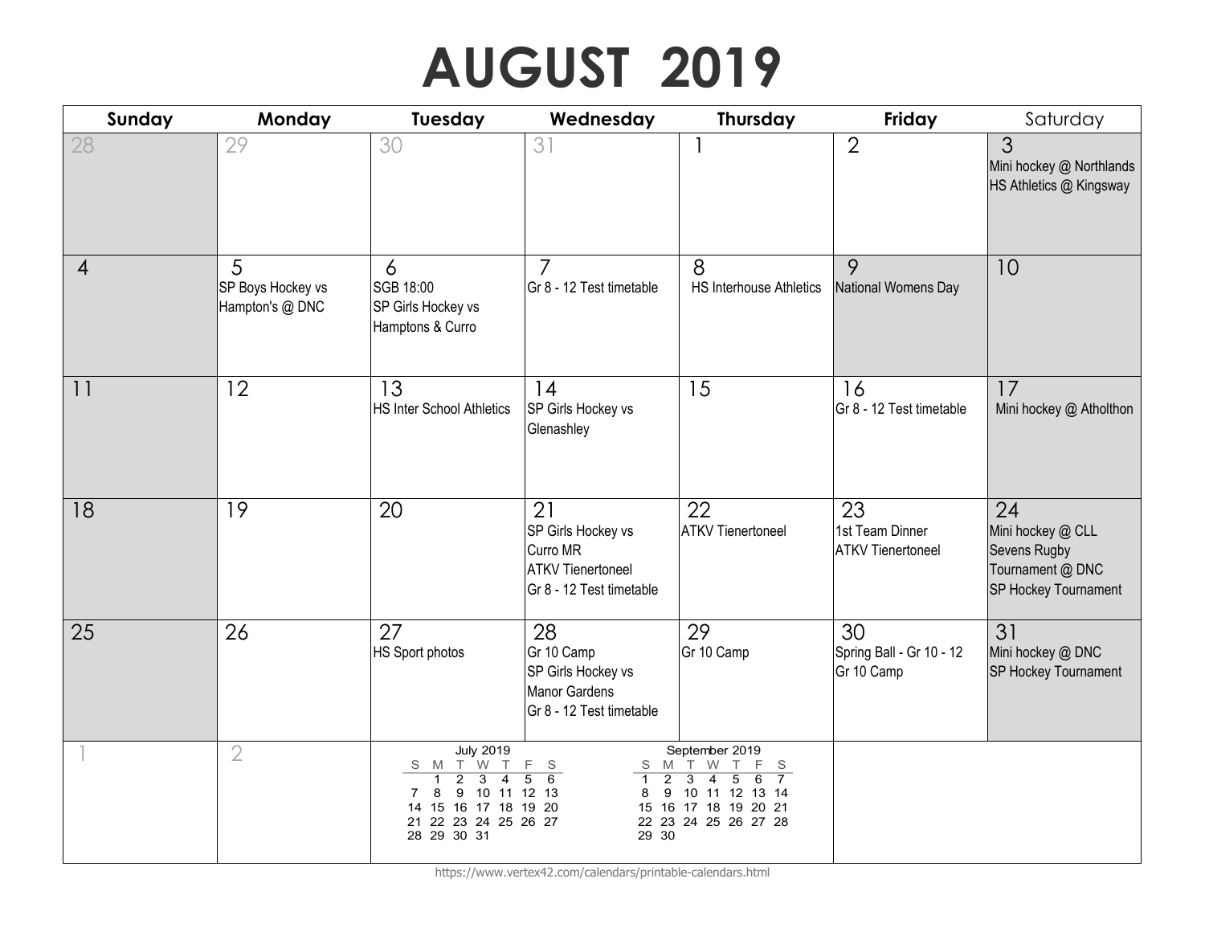# AUGUST 2019

| Sunday | Monday | Tuesday | Wednesday | Thursday | Friday | Saturday |
| --- | --- | --- | --- | --- | --- | --- |
| 28 | 29 | 30 | 31 | 1 | 2 | 3<br>Mini hockey @ Northlands<br>HS Athletics @ Kingsway |
| 4 | 5<br>SP Boys Hockey vs Hampton's @ DNC | 6<br>SGB 18:00<br>SP Girls Hockey vs Hamptons & Curro | 7<br>Gr 8 - 12 Test timetable | 8<br>HS Interhouse Athletics | 9<br>National Womens Day | 10 |
| 11 | 12 | 13<br>HS Inter School Athletics | 14<br>SP Girls Hockey vs Glenashley | 15 | 16<br>Gr 8 - 12 Test timetable | 17<br>Mini hockey @ Atholthon |
| 18 | 19 | 20 | 21<br>SP Girls Hockey vs Curro MR<br>ATKV Tienertoneel<br>Gr 8 - 12 Test timetable | 22<br>ATKV Tienertoneel | 23<br>1st Team Dinner<br>ATKV Tienertoneel | 24<br>Mini hockey @ CLL<br>Sevens Rugby Tournament @ DNC<br>SP Hockey Tournament |
| 25 | 26 | 27<br>HS Sport photos | 28<br>Gr 10 Camp<br>SP Girls Hockey vs Manor Gardens<br>Gr 8 - 12 Test timetable | 29<br>Gr 10 Camp | 30<br>Spring Ball - Gr 10 - 12<br>Gr 10 Camp | 31<br>Mini hockey @ DNC<br>SP Hockey Tournament |
| 1 | 2 | | | | | |

**July 2019**

| S | M | T | W | T | F | S |
| --- | --- | --- | --- | --- | --- | --- |
| | 1 | 2 | 3 | 4 | 5 | 6 |
| 7 | 8 | 9 | 10 | 11 | 12 | 13 |
| 14 | 15 | 16 | 17 | 18 | 19 | 20 |
| 21 | 22 | 23 | 24 | 25 | 26 | 27 |
| 28 | 29 | 30 | 31 | | | |

**September 2019**

| S | M | T | W | T | F | S |
| --- | --- | --- | --- | --- | --- | --- |
| 1 | 2 | 3 | 4 | 5 | 6 | 7 |
| 8 | 9 | 10 | 11 | 12 | 13 | 14 |
| 15 | 16 | 17 | 18 | 19 | 20 | 21 |
| 22 | 23 | 24 | 25 | 26 | 27 | 28 |
| 29 | 30 | | | | | |

https://www.vertex42.com/calendars/printable-calendars.html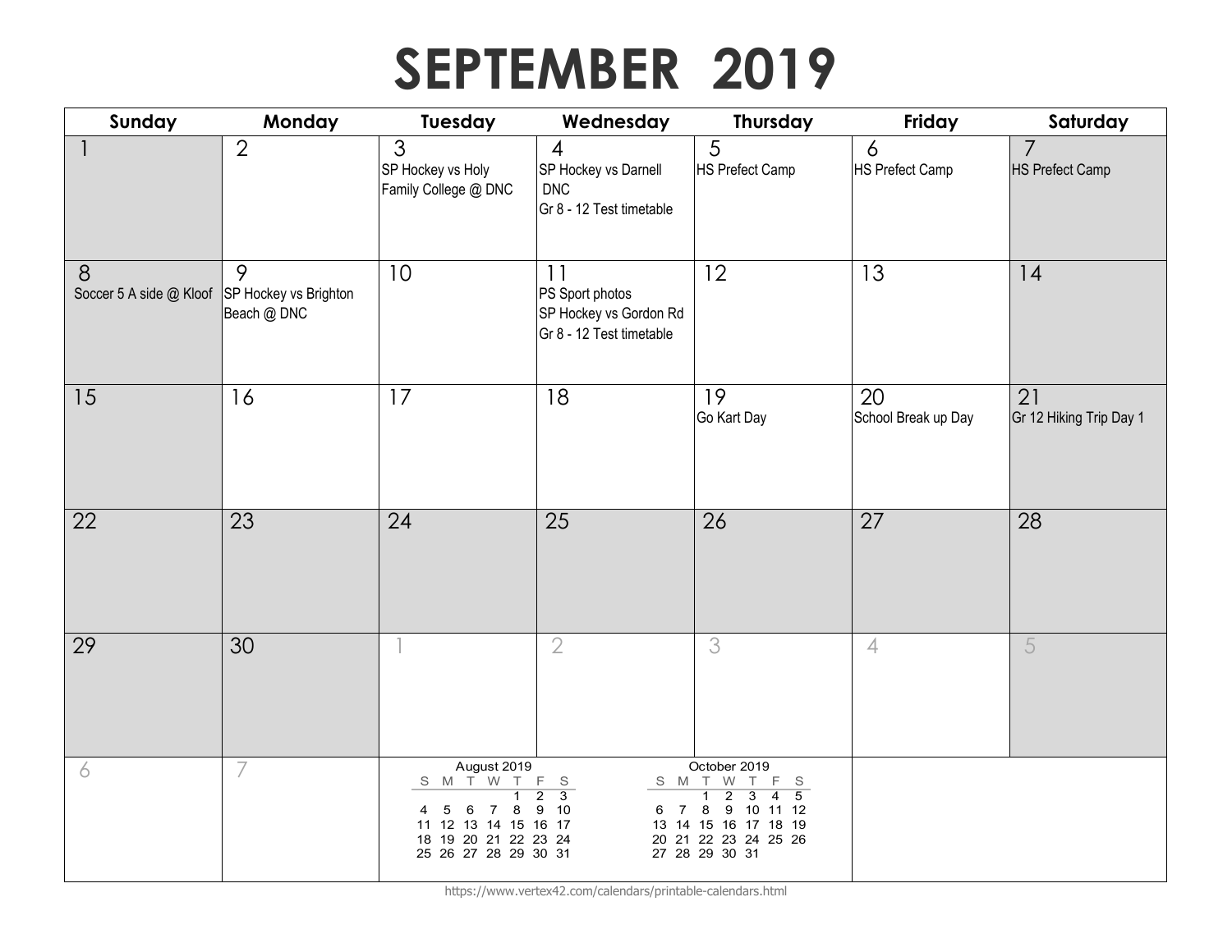# SEPTEMBER 2019

| Sunday | Monday | Tuesday | Wednesday | Thursday | Friday | Saturday |
|---|---|---|---|---|---|---|
| 1 | 2 | 3<br>SP Hockey vs Holy Family College @ DNC | 4<br>SP Hockey vs Darnell DNC<br>Gr 8 - 12 Test timetable | 5<br>HS Prefect Camp | 6<br>HS Prefect Camp | 7<br>HS Prefect Camp |
| 8<br>Soccer 5 A side @ Kloof | 9<br>SP Hockey vs Brighton Beach @ DNC | 10 | 11<br>PS Sport photos<br>SP Hockey vs Gordon Rd<br>Gr 8 - 12 Test timetable | 12 | 13 | 14 |
| 15 | 16 | 17 | 18 | 19<br>Go Kart Day | 20<br>School Break up Day | 21<br>Gr 12 Hiking Trip Day 1 |
| 22 | 23 | 24 | 25 | 26 | 27 | 28 |
| 29 | 30 | 1 | 2 | 3 | 4 | 5 |
| 6 | 7 | | | | | |

**August 2019**

| S | M | T | W | T | F | S |
|---|---|---|---|---|---|---|
| | | | | 1 | 2 | 3 |
| 4 | 5 | 6 | 7 | 8 | 9 | 10 |
| 11 | 12 | 13 | 14 | 15 | 16 | 17 |
| 18 | 19 | 20 | 21 | 22 | 23 | 24 |
| 25 | 26 | 27 | 28 | 29 | 30 | 31 |

**October 2019**

| S | M | T | W | T | F | S |
|---|---|---|---|---|---|---|
| | | 1 | 2 | 3 | 4 | 5 |
| 6 | 7 | 8 | 9 | 10 | 11 | 12 |
| 13 | 14 | 15 | 16 | 17 | 18 | 19 |
| 20 | 21 | 22 | 23 | 24 | 25 | 26 |
| 27 | 28 | 29 | 30 | 31 | | |

https://www.vertex42.com/calendars/printable-calendars.html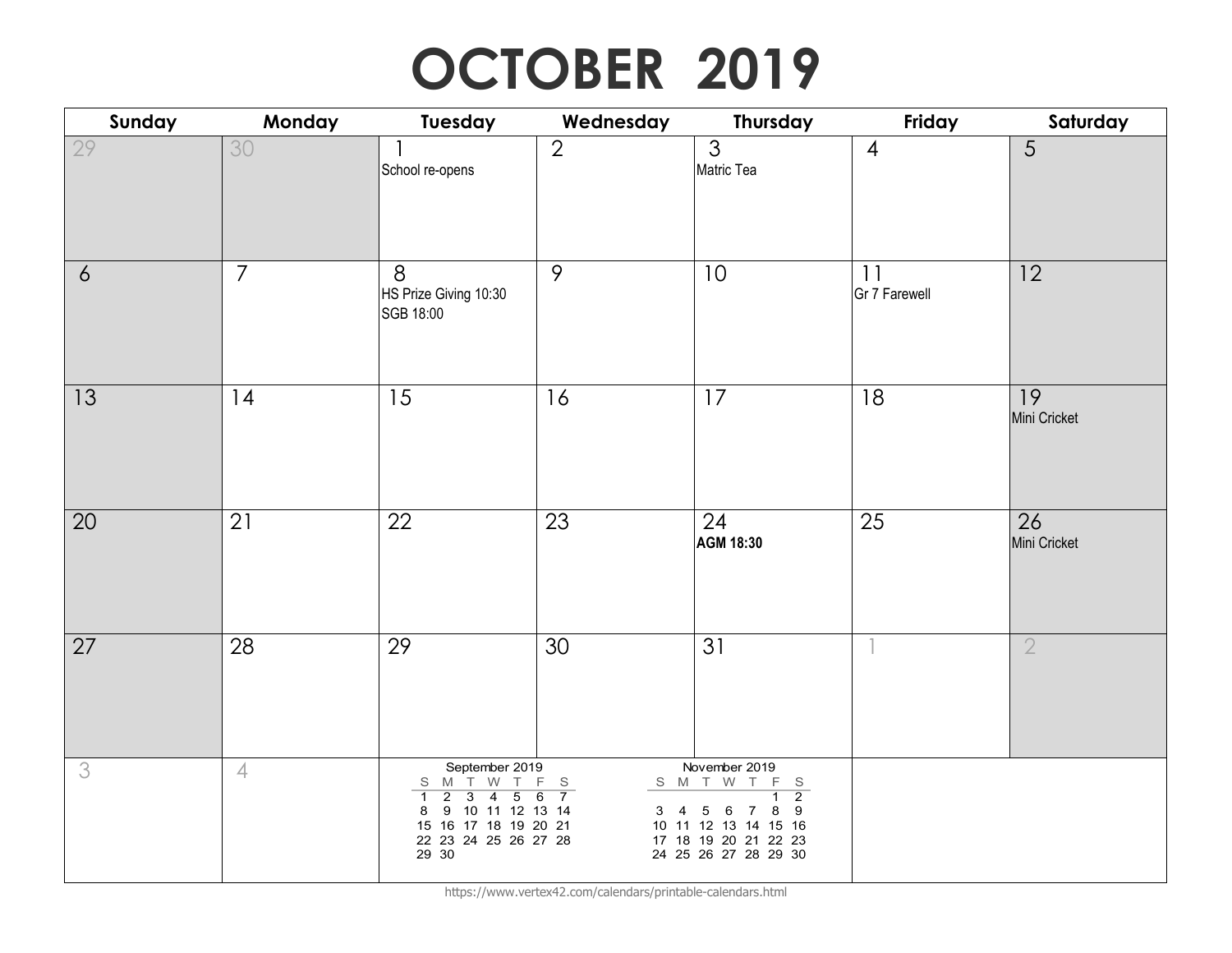# OCTOBER 2019

| Sunday | Monday | Tuesday | Wednesday | Thursday | Friday | Saturday |
|---|---|---|---|---|---|---|
| 29 | 30 | 1<br>School re-opens | 2 | 3<br>Matric Tea | 4 | 5 |
| 6 | 7 | 8<br>HS Prize Giving 10:30<br>SGB 18:00 | 9 | 10 | 11<br>Gr 7 Farewell | 12 |
| 13 | 14 | 15 | 16 | 17 | 18 | 19<br>Mini Cricket |
| 20 | 21 | 22 | 23 | 24<br>**AGM 18:30** | 25 | 26<br>Mini Cricket |
| 27 | 28 | 29 | 30 | 31 | 1 | 2 |
| 3 | 4 | | | | | |

**September 2019**

| S | M | T | W | T | F | S |
|---|---|---|---|---|---|---|
| 1 | 2 | 3 | 4 | 5 | 6 | 7 |
| 8 | 9 | 10 | 11 | 12 | 13 | 14 |
| 15 | 16 | 17 | 18 | 19 | 20 | 21 |
| 22 | 23 | 24 | 25 | 26 | 27 | 28 |
| 29 | 30 | | | | | |

**November 2019**

| S | M | T | W | T | F | S |
|---|---|---|---|---|---|---|
| | | | | | 1 | 2 |
| 3 | 4 | 5 | 6 | 7 | 8 | 9 |
| 10 | 11 | 12 | 13 | 14 | 15 | 16 |
| 17 | 18 | 19 | 20 | 21 | 22 | 23 |
| 24 | 25 | 26 | 27 | 28 | 29 | 30 |

https://www.vertex42.com/calendars/printable-calendars.html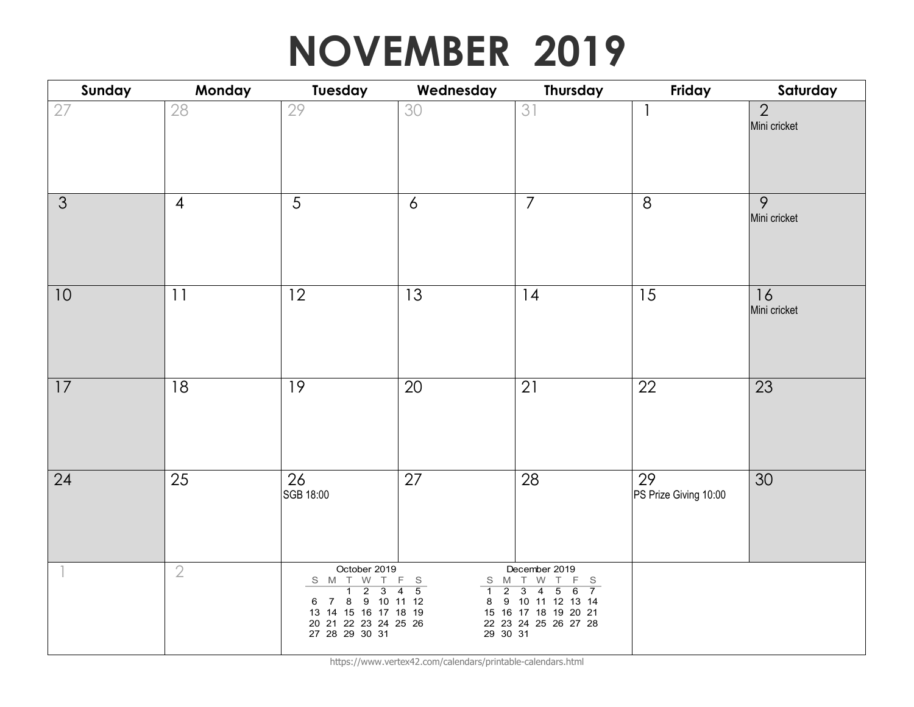# NOVEMBER 2019

| Sunday | Monday | Tuesday | Wednesday | Thursday | Friday | Saturday |
|---|---|---|---|---|---|---|
| 27 | 28 | 29 | 30 | 31 | 1 | 2<br>Mini cricket |
| 3 | 4 | 5 | 6 | 7 | 8 | 9<br>Mini cricket |
| 10 | 11 | 12 | 13 | 14 | 15 | 16<br>Mini cricket |
| 17 | 18 | 19 | 20 | 21 | 22 | 23 |
| 24 | 25 | 26<br>SGB 18:00 | 27 | 28 | 29<br>PS Prize Giving 10:00 | 30 |
| 1 | 2 | | | | | |

**October 2019**

| S | M | T | W | T | F | S |
|---|---|---|---|---|---|---|
| | | 1 | 2 | 3 | 4 | 5 |
| 6 | 7 | 8 | 9 | 10 | 11 | 12 |
| 13 | 14 | 15 | 16 | 17 | 18 | 19 |
| 20 | 21 | 22 | 23 | 24 | 25 | 26 |
| 27 | 28 | 29 | 30 | 31 | | |

**December 2019**

| S | M | T | W | T | F | S |
|---|---|---|---|---|---|---|
| 1 | 2 | 3 | 4 | 5 | 6 | 7 |
| 8 | 9 | 10 | 11 | 12 | 13 | 14 |
| 15 | 16 | 17 | 18 | 19 | 20 | 21 |
| 22 | 23 | 24 | 25 | 26 | 27 | 28 |
| 29 | 30 | 31 | | | | |

https://www.vertex42.com/calendars/printable-calendars.html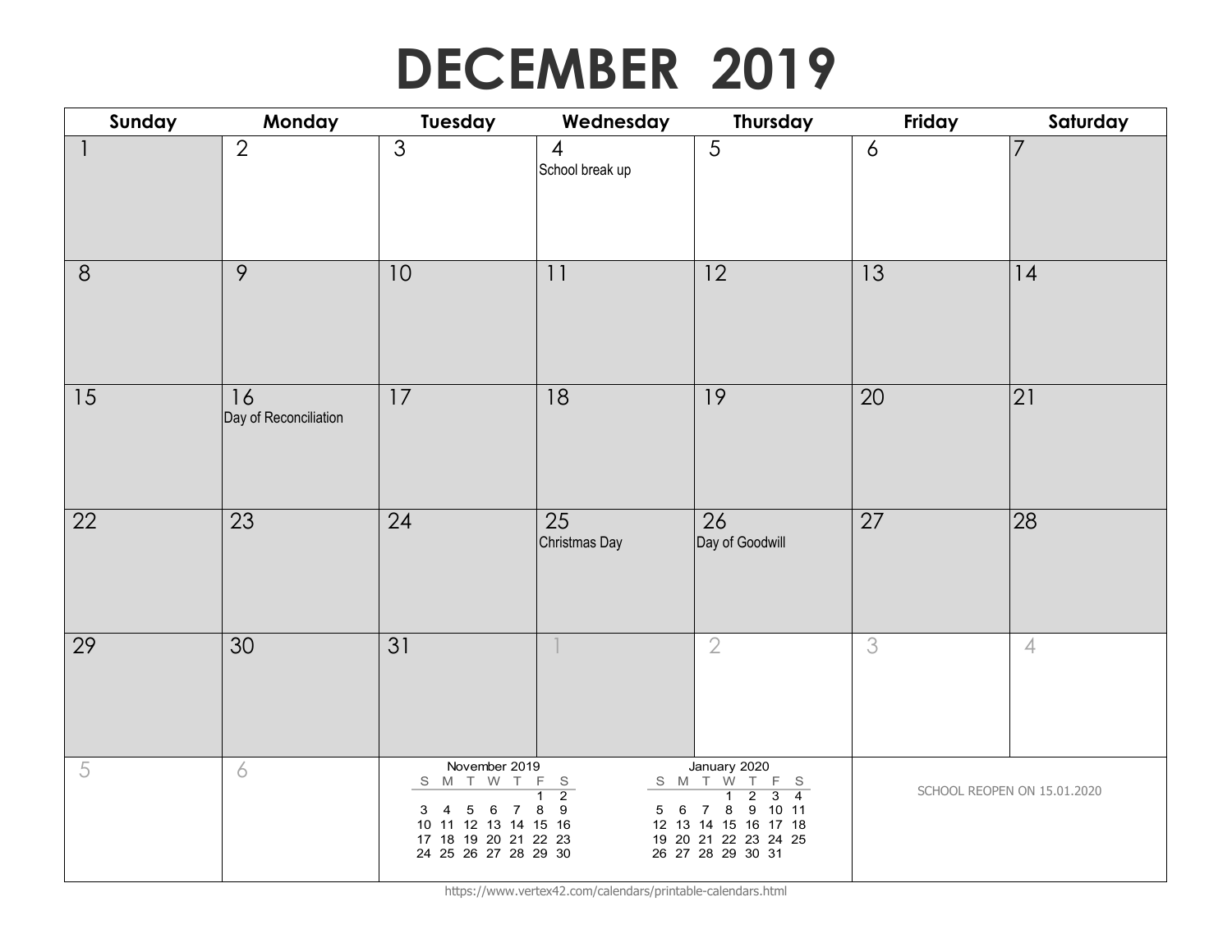# DECEMBER 2019

| Sunday | Monday | Tuesday | Wednesday | Thursday | Friday | Saturday |
|---|---|---|---|---|---|---|
| 1 | 2 | 3 | 4 School break up | 5 | 6 | 7 |
| 8 | 9 | 10 | 11 | 12 | 13 | 14 |
| 15 | 16 Day of Reconciliation | 17 | 18 | 19 | 20 | 21 |
| 22 | 23 | 24 | 25 Christmas Day | 26 Day of Goodwill | 27 | 28 |
| 29 | 30 | 31 | 1 | 2 | 3 | 4 |
| 5 | 6 | | | | | |

**November 2019**

| S | M | T | W | T | F | S |
|---|---|---|---|---|---|---|
| | | | | | 1 | 2 |
| 3 | 4 | 5 | 6 | 7 | 8 | 9 |
| 10 | 11 | 12 | 13 | 14 | 15 | 16 |
| 17 | 18 | 19 | 20 | 21 | 22 | 23 |
| 24 | 25 | 26 | 27 | 28 | 29 | 30 |

**January 2020**

| S | M | T | W | T | F | S |
|---|---|---|---|---|---|---|
| | | | 1 | 2 | 3 | 4 |
| 5 | 6 | 7 | 8 | 9 | 10 | 11 |
| 12 | 13 | 14 | 15 | 16 | 17 | 18 |
| 19 | 20 | 21 | 22 | 23 | 24 | 25 |
| 26 | 27 | 28 | 29 | 30 | 31 | |

SCHOOL REOPEN ON 15.01.2020

https://www.vertex42.com/calendars/printable-calendars.html